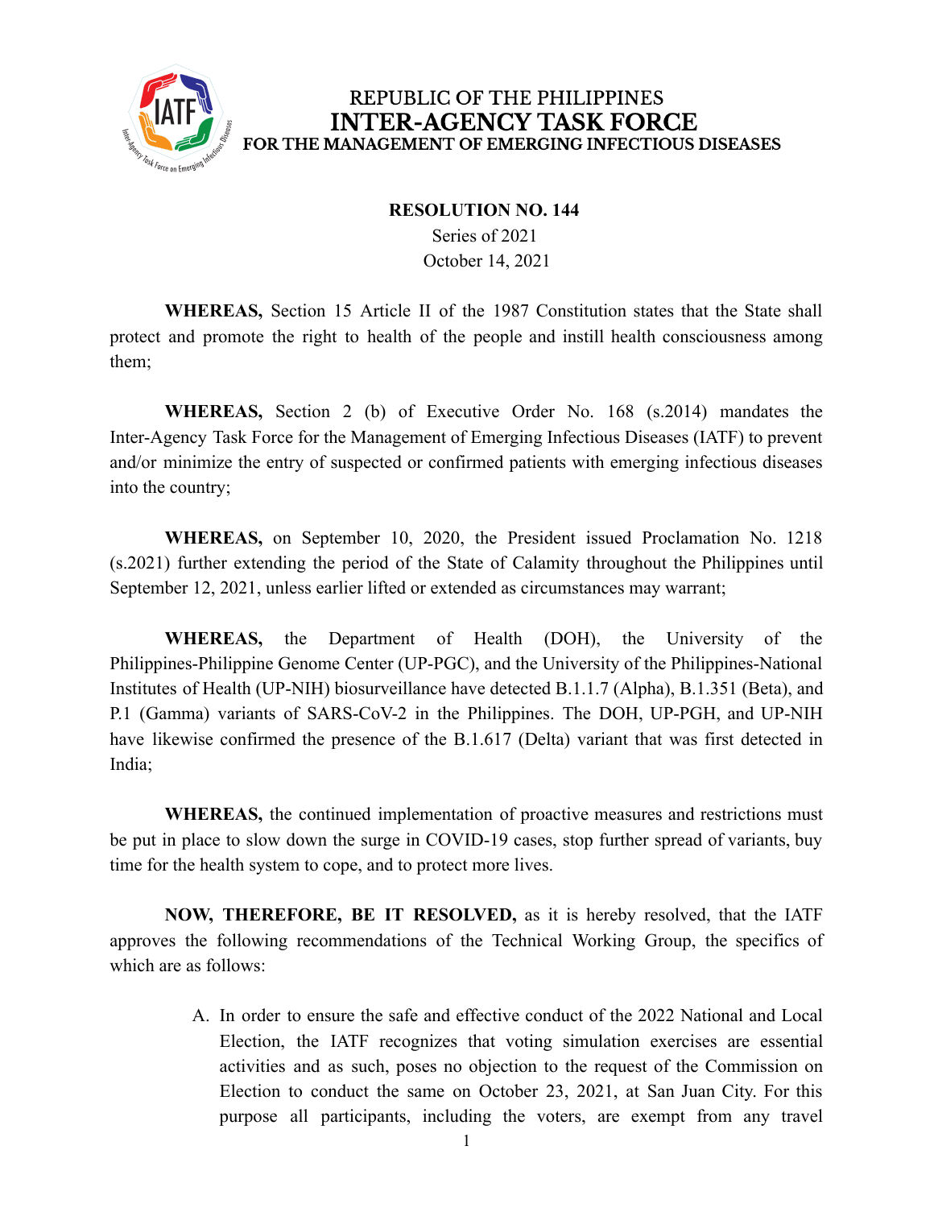REPUBLIC OF THE PHILIPPINES
# INTER-AGENCY TASK FORCE
FOR THE MANAGEMENT OF EMERGING INFECTIOUS DISEASES

**RESOLUTION NO. 144**
Series of 2021
October 14, 2021

**WHEREAS,** Section 15 Article II of the 1987 Constitution states that the State shall protect and promote the right to health of the people and instill health consciousness among them;

**WHEREAS,** Section 2 (b) of Executive Order No. 168 (s.2014) mandates the Inter-Agency Task Force for the Management of Emerging Infectious Diseases (IATF) to prevent and/or minimize the entry of suspected or confirmed patients with emerging infectious diseases into the country;

**WHEREAS,** on September 10, 2020, the President issued Proclamation No. 1218 (s.2021) further extending the period of the State of Calamity throughout the Philippines until September 12, 2021, unless earlier lifted or extended as circumstances may warrant;

**WHEREAS,** the Department of Health (DOH), the University of the Philippines-Philippine Genome Center (UP-PGC), and the University of the Philippines-National Institutes of Health (UP-NIH) biosurveillance have detected B.1.1.7 (Alpha), B.1.351 (Beta), and P.1 (Gamma) variants of SARS-CoV-2 in the Philippines. The DOH, UP-PGH, and UP-NIH have likewise confirmed the presence of the B.1.617 (Delta) variant that was first detected in India;

**WHEREAS,** the continued implementation of proactive measures and restrictions must be put in place to slow down the surge in COVID-19 cases, stop further spread of variants, buy time for the health system to cope, and to protect more lives.

**NOW, THEREFORE, BE IT RESOLVED,** as it is hereby resolved, that the IATF approves the following recommendations of the Technical Working Group, the specifics of which are as follows:

A. In order to ensure the safe and effective conduct of the 2022 National and Local Election, the IATF recognizes that voting simulation exercises are essential activities and as such, poses no objection to the request of the Commission on Election to conduct the same on October 23, 2021, at San Juan City. For this purpose all participants, including the voters, are exempt from any travel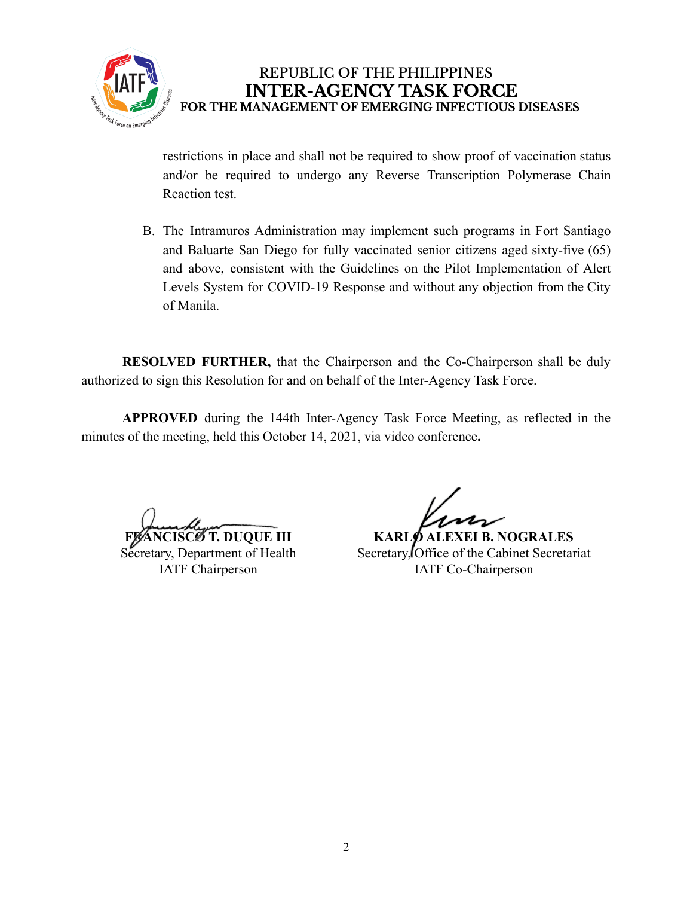restrictions in place and shall not be required to show proof of vaccination status and/or be required to undergo any Reverse Transcription Polymerase Chain Reaction test.

B. The Intramuros Administration may implement such programs in Fort Santiago and Baluarte San Diego for fully vaccinated senior citizens aged sixty-five (65) and above, consistent with the Guidelines on the Pilot Implementation of Alert Levels System for COVID-19 Response and without any objection from the City of Manila.

**RESOLVED FURTHER,** that the Chairperson and the Co-Chairperson shall be duly authorized to sign this Resolution for and on behalf of the Inter-Agency Task Force.

**APPROVED** during the 144th Inter-Agency Task Force Meeting, as reflected in the minutes of the meeting, held this October 14, 2021, via video conference**.**

**FRANCISCO T. DUQUE III**
Secretary, Department of Health
IATF Chairperson

**KARLO ALEXEI B. NOGRALES**
Secretary, Office of the Cabinet Secretariat
IATF Co-Chairperson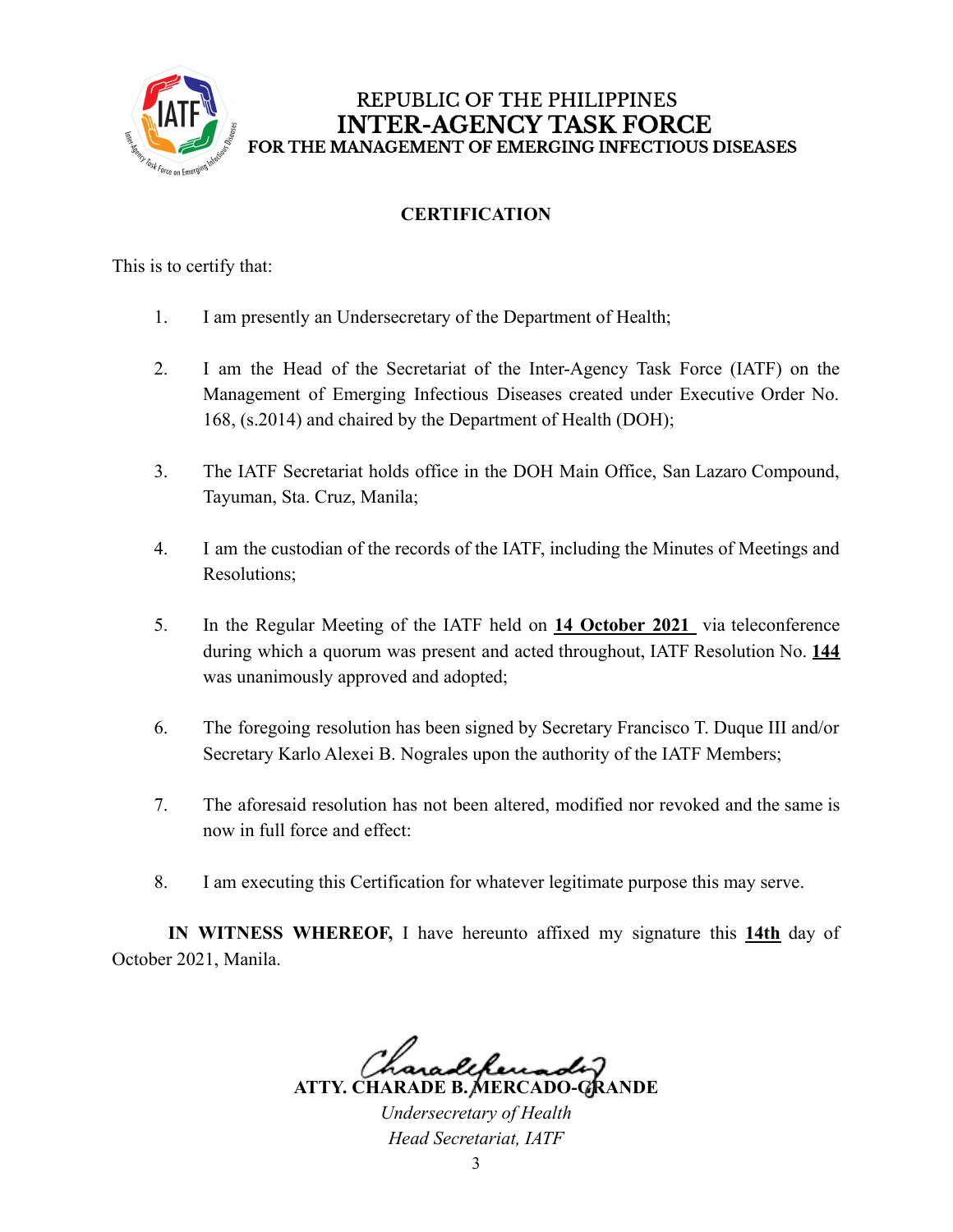REPUBLIC OF THE PHILIPPINES
**INTER-AGENCY TASK FORCE**
**FOR THE MANAGEMENT OF EMERGING INFECTIOUS DISEASES**

## CERTIFICATION

This is to certify that:

1. I am presently an Undersecretary of the Department of Health;

2. I am the Head of the Secretariat of the Inter-Agency Task Force (IATF) on the Management of Emerging Infectious Diseases created under Executive Order No. 168, (s.2014) and chaired by the Department of Health (DOH);

3. The IATF Secretariat holds office in the DOH Main Office, San Lazaro Compound, Tayuman, Sta. Cruz, Manila;

4. I am the custodian of the records of the IATF, including the Minutes of Meetings and Resolutions;

5. In the Regular Meeting of the IATF held on **14 October 2021** via teleconference during which a quorum was present and acted throughout, IATF Resolution No. **144** was unanimously approved and adopted;

6. The foregoing resolution has been signed by Secretary Francisco T. Duque III and/or Secretary Karlo Alexei B. Nograles upon the authority of the IATF Members;

7. The aforesaid resolution has not been altered, modified nor revoked and the same is now in full force and effect:

8. I am executing this Certification for whatever legitimate purpose this may serve.

**IN WITNESS WHEREOF,** I have hereunto affixed my signature this **14th** day of October 2021, Manila.

**ATTY. CHARADE B. MERCADO-GRANDE**
*Undersecretary of Health*
*Head Secretariat, IATF*